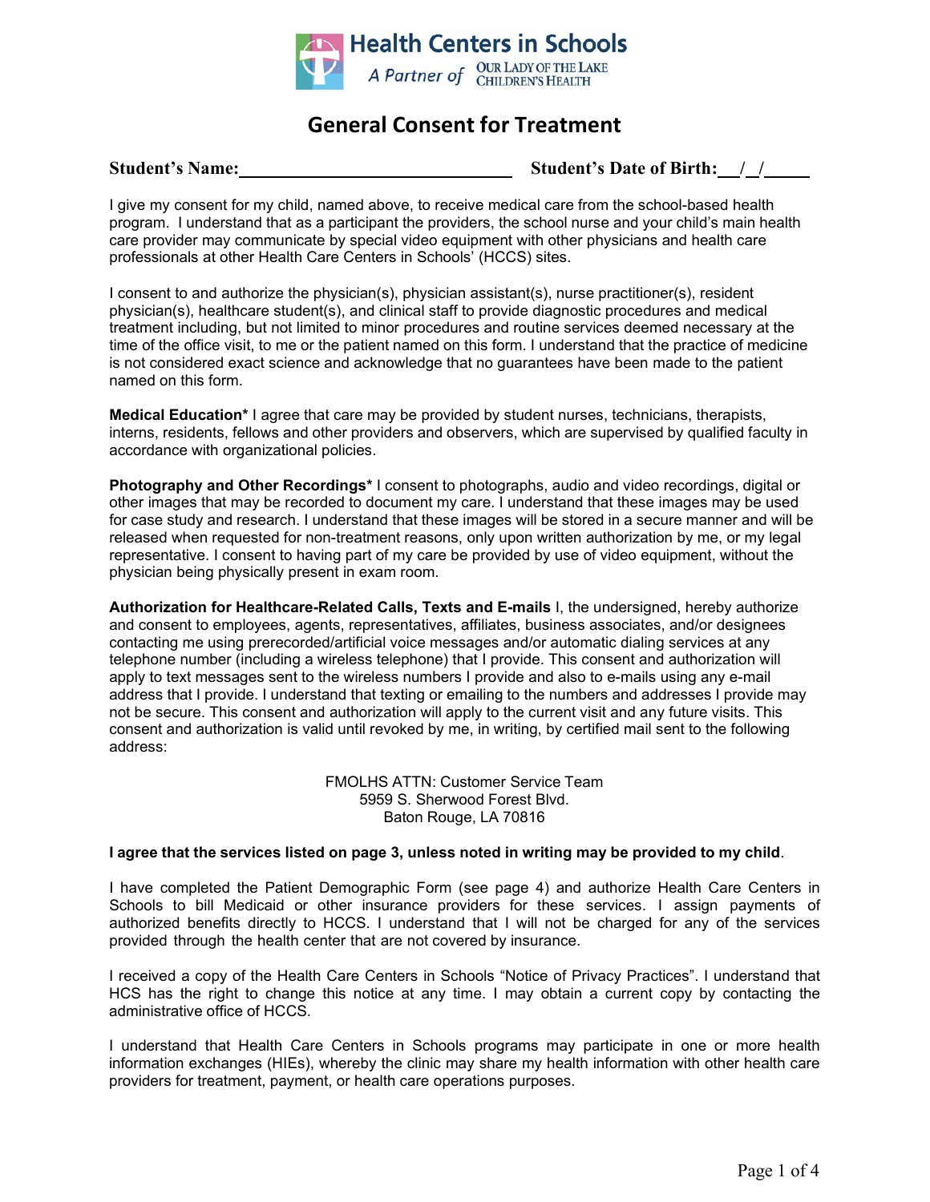Health Centers in Schools
A Partner of Our Lady of the Lake Children's Health

# General Consent for Treatment

**Student's Name:**\_\_\_\_\_\_\_\_\_\_\_\_\_\_\_\_\_\_\_\_\_\_\_\_\_\_\_\_\_\_ **Student's Date of Birth:**\_\_/\_/\_\_\_\_\_

I give my consent for my child, named above, to receive medical care from the school-based health program. I understand that as a participant the providers, the school nurse and your child's main health care provider may communicate by special video equipment with other physicians and health care professionals at other Health Care Centers in Schools' (HCCS) sites.

I consent to and authorize the physician(s), physician assistant(s), nurse practitioner(s), resident physician(s), healthcare student(s), and clinical staff to provide diagnostic procedures and medical treatment including, but not limited to minor procedures and routine services deemed necessary at the time of the office visit, to me or the patient named on this form. I understand that the practice of medicine is not considered exact science and acknowledge that no guarantees have been made to the patient named on this form.

**Medical Education*** I agree that care may be provided by student nurses, technicians, therapists, interns, residents, fellows and other providers and observers, which are supervised by qualified faculty in accordance with organizational policies.

**Photography and Other Recordings*** I consent to photographs, audio and video recordings, digital or other images that may be recorded to document my care. I understand that these images may be used for case study and research. I understand that these images will be stored in a secure manner and will be released when requested for non-treatment reasons, only upon written authorization by me, or my legal representative. I consent to having part of my care be provided by use of video equipment, without the physician being physically present in exam room.

**Authorization for Healthcare-Related Calls, Texts and E-mails** I, the undersigned, hereby authorize and consent to employees, agents, representatives, affiliates, business associates, and/or designees contacting me using prerecorded/artificial voice messages and/or automatic dialing services at any telephone number (including a wireless telephone) that I provide. This consent and authorization will apply to text messages sent to the wireless numbers I provide and also to e-mails using any e-mail address that I provide. I understand that texting or emailing to the numbers and addresses I provide may not be secure. This consent and authorization will apply to the current visit and any future visits. This consent and authorization is valid until revoked by me, in writing, by certified mail sent to the following address:

FMOLHS ATTN: Customer Service Team
5959 S. Sherwood Forest Blvd.
Baton Rouge, LA 70816

**I agree that the services listed on page 3, unless noted in writing may be provided to my child**.

I have completed the Patient Demographic Form (see page 4) and authorize Health Care Centers in Schools to bill Medicaid or other insurance providers for these services. I assign payments of authorized benefits directly to HCCS. I understand that I will not be charged for any of the services provided through the health center that are not covered by insurance.

I received a copy of the Health Care Centers in Schools "Notice of Privacy Practices". I understand that HCS has the right to change this notice at any time. I may obtain a current copy by contacting the administrative office of HCCS.

I understand that Health Care Centers in Schools programs may participate in one or more health information exchanges (HIEs), whereby the clinic may share my health information with other health care providers for treatment, payment, or health care operations purposes.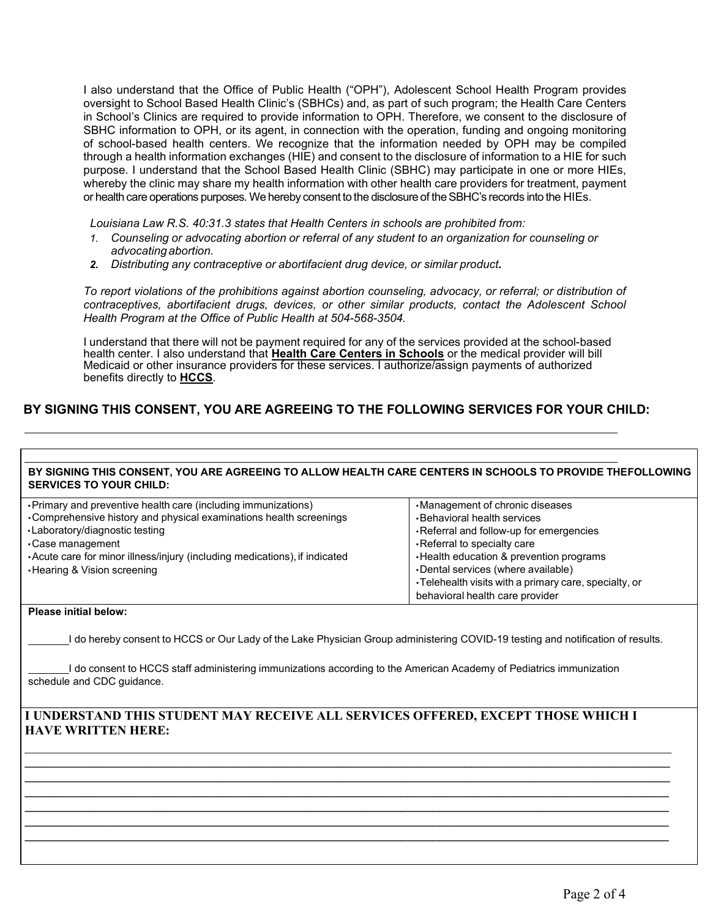I also understand that the Office of Public Health ("OPH"), Adolescent School Health Program provides oversight to School Based Health Clinic's (SBHCs) and, as part of such program; the Health Care Centers in School's Clinics are required to provide information to OPH. Therefore, we consent to the disclosure of SBHC information to OPH, or its agent, in connection with the operation, funding and ongoing monitoring of school-based health centers. We recognize that the information needed by OPH may be compiled through a health information exchanges (HIE) and consent to the disclosure of information to a HIE for such purpose. I understand that the School Based Health Clinic (SBHC) may participate in one or more HIEs, whereby the clinic may share my health information with other health care providers for treatment, payment or health care operations purposes. We hereby consent to the disclosure of the SBHC's records into the HIEs.

*Louisiana Law R.S. 40:31.3 states that Health Centers in schools are prohibited from:*

1. *Counseling or advocating abortion or referral of any student to an organization for counseling or advocating abortion.*
2. *Distributing any contraceptive or abortifacient drug device, or similar product.*

*To report violations of the prohibitions against abortion counseling, advocacy, or referral; or distribution of contraceptives, abortifacient drugs, devices, or other similar products, contact the Adolescent School Health Program at the Office of Public Health at 504-568-3504.*

I understand that there will not be payment required for any of the services provided at the school-based health center. I also understand that **Health Care Centers in Schools** or the medical provider will bill Medicaid or other insurance providers for these services. I authorize/assign payments of authorized benefits directly to **HCCS**.

## BY SIGNING THIS CONSENT, YOU ARE AGREEING TO THE FOLLOWING SERVICES FOR YOUR CHILD:

**BY SIGNING THIS CONSENT, YOU ARE AGREEING TO ALLOW HEALTH CARE CENTERS IN SCHOOLS TO PROVIDE THEFOLLOWING SERVICES TO YOUR CHILD:**

| | |
|---|---|
| • Primary and preventive health care (including immunizations)<br>• Comprehensive history and physical examinations health screenings<br>• Laboratory/diagnostic testing<br>• Case management<br>• Acute care for minor illness/injury (including medications), if indicated<br>• Hearing & Vision screening | • Management of chronic diseases<br>• Behavioral health services<br>• Referral and follow-up for emergencies<br>• Referral to specialty care<br>• Health education & prevention programs<br>• Dental services (where available)<br>• Telehealth visits with a primary care, specialty, or behavioral health care provider |

**Please initial below:**

_______I do hereby consent to HCCS or Our Lady of the Lake Physician Group administering COVID-19 testing and notification of results.

_______I do consent to HCCS staff administering immunizations according to the American Academy of Pediatrics immunization schedule and CDC guidance.

**I UNDERSTAND THIS STUDENT MAY RECEIVE ALL SERVICES OFFERED, EXCEPT THOSE WHICH I HAVE WRITTEN HERE:**

_______________________________________________________________________________

_______________________________________________________________________________

_______________________________________________________________________________

_______________________________________________________________________________

_______________________________________________________________________________

_______________________________________________________________________________

_______________________________________________________________________________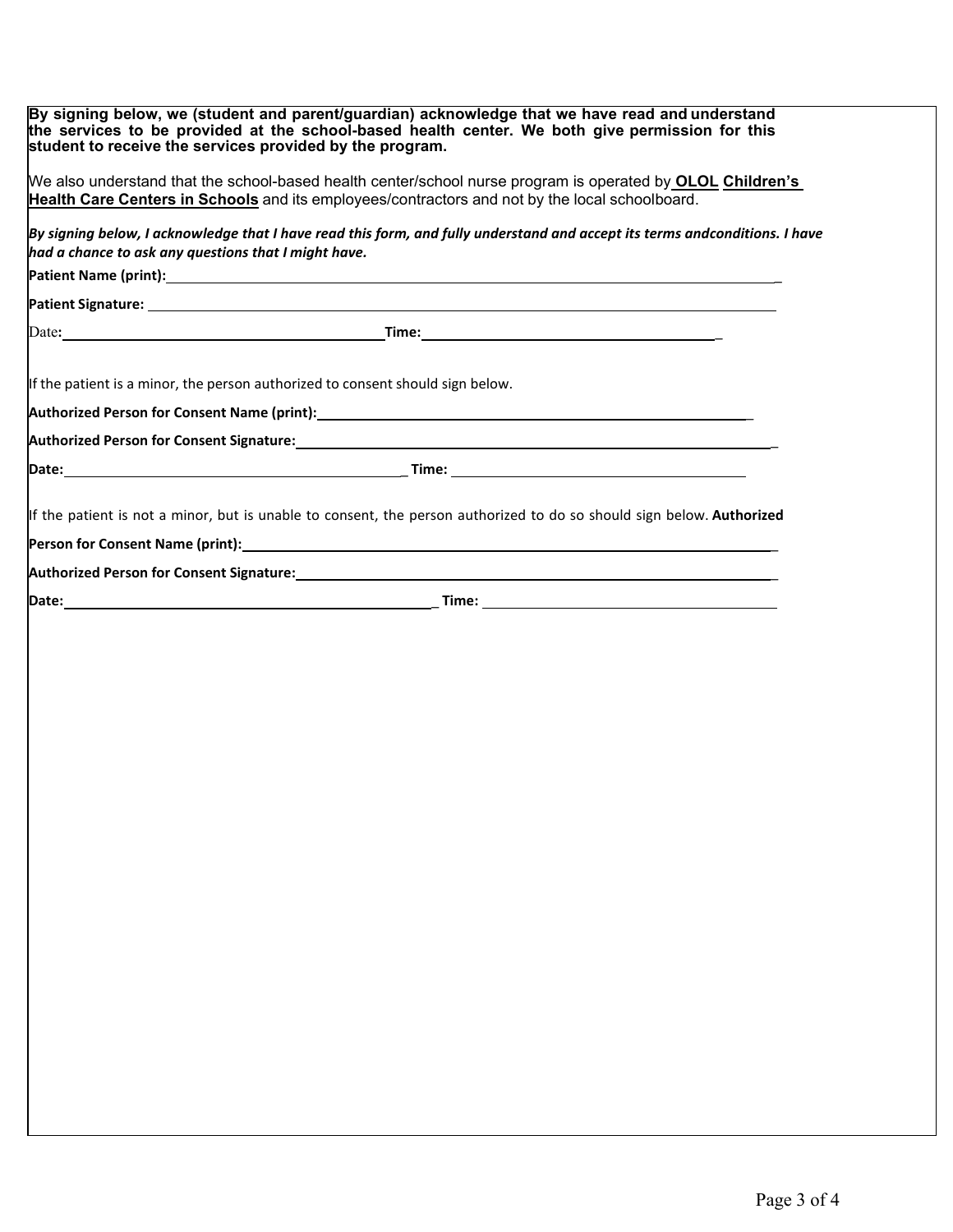**By signing below, we (student and parent/guardian) acknowledge that we have read and understand the services to be provided at the school-based health center. We both give permission for this student to receive the services provided by the program.**

We also understand that the school-based health center/school nurse program is operated by **OLOL Children's Health Care Centers in Schools** and its employees/contractors and not by the local schoolboard.

***By signing below, I acknowledge that I have read this form, and fully understand and accept its terms andconditions. I have had a chance to ask any questions that I might have.***

**Patient Name (print):** ______________________________________________

**Patient Signature:** ______________________________________________

Date**:** ______________________ **Time:** ______________________

If the patient is a minor, the person authorized to consent should sign below.

**Authorized Person for Consent Name (print):** ______________________________________________

**Authorized Person for Consent Signature:** ______________________________________________

**Date:** ______________________ **Time:** ______________________

If the patient is not a minor, but is unable to consent, the person authorized to do so should sign below. **Authorized Person for Consent Name (print):** ______________________________________________

**Authorized Person for Consent Signature:** ______________________________________________

**Date:** ______________________ **Time:** ______________________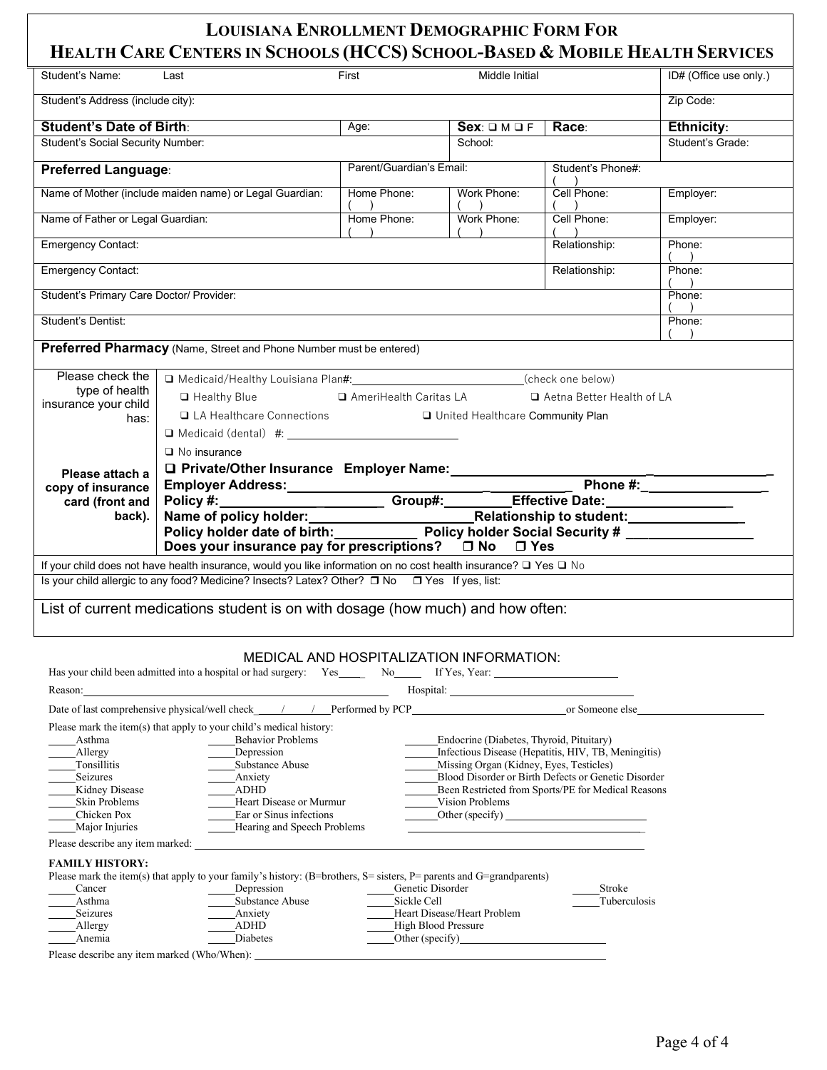# Louisiana Enrollment Demographic Form For Health Care Centers in Schools (HCCS) School-Based & Mobile Health Services

| | | | | | |
|---|---|---|---|---|---|
| Student's Name: Last | First | | Middle Initial | | ID# (Office use only.) |
| Student's Address (include city): | | | | | Zip Code: |
| **Student's Date of Birth**: | Age: | **Sex**: ❑ M ❑ F | | **Race**: | **Ethnicity**: |
| Student's Social Security Number: | | School: | | | Student's Grade: |
| **Preferred Language**: | Parent/Guardian's Email: | | | Student's Phone#: ( ) | |
| Name of Mother (include maiden name) or Legal Guardian: | Home Phone: ( ) | Work Phone: ( ) | | Cell Phone: ( ) | Employer: |
| Name of Father or Legal Guardian: | Home Phone: ( ) | Work Phone: ( ) | | Cell Phone: ( ) | Employer: |
| Emergency Contact: | | | | Relationship: | Phone: ( ) |
| Emergency Contact: | | | | Relationship: | Phone: ( ) |
| Student's Primary Care Doctor/ Provider: | | | | | Phone: ( ) |
| Student's Dentist: | | | | | Phone: ( ) |
| **Preferred Pharmacy** (Name, Street and Phone Number must be entered) | | | | | |

Please check the type of health insurance your child has:

**Please attach a copy of insurance card (front and back).**

❑ Medicaid/Healthy Louisiana Plan#:______________________(check one below)

❑ Healthy Blue ❑ AmeriHealth Caritas LA ❑ Aetna Better Health of LA

❑ LA Healthcare Connections ❑ United Healthcare Community Plan

❑ Medicaid (dental) #: ______________________

❑ No insurance

**❑ Private/Other Insurance Employer Name:______________________**

**Employer Address:______________________ Phone #:______________**

**Policy #:______________ Group#:__________ Effective Date:______________**

**Name of policy holder:______________ Relationship to student:______________**

**Policy holder date of birth:__________ Policy holder Social Security # ______________**

**Does your insurance pay for prescriptions? ❒ No ❒ Yes**

If your child does not have health insurance, would you like information on no cost health insurance? ❑ Yes ❑ No

Is your child allergic to any food? Medicine? Insects? Latex? Other? ❒ No ❒ Yes If yes, list:

List of current medications student is on with dosage (how much) and how often:

## MEDICAL AND HOSPITALIZATION INFORMATION:

Has your child been admitted into a hospital or had surgery: Yes_____ No_____ If Yes, Year: ______________

Reason:______________________________ Hospital: ______________________

Date of last comprehensive physical/well check____/____/____Performed by PCP______________________or Someone else______________________

Please mark the item(s) that apply to your child's medical history:

_____Asthma
_____Allergy
_____Tonsillitis
_____Seizures
_____Kidney Disease
_____Skin Problems
_____Chicken Pox
_____Major Injuries
_____Behavior Problems
_____Depression
_____Substance Abuse
_____Anxiety
_____ADHD
_____Heart Disease or Murmur
_____Ear or Sinus infections
_____Hearing and Speech Problems
_____Endocrine (Diabetes, Thyroid, Pituitary)
_____Infectious Disease (Hepatitis, HIV, TB, Meningitis)
_____Missing Organ (Kidney, Eyes, Testicles)
_____Blood Disorder or Birth Defects or Genetic Disorder
_____Been Restricted from Sports/PE for Medical Reasons
_____Vision Problems
_____Other (specify) ______________________

Please describe any item marked: ______________________________________________

**FAMILY HISTORY:**

Please mark the item(s) that apply to your family's history: (B=brothers, S= sisters, P= parents and G=grandparents)

_____Cancer
_____Asthma
_____Seizures
_____Allergy
_____Anemia
_____Depression
_____Substance Abuse
_____Anxiety
_____ADHD
_____Diabetes
_____Genetic Disorder
_____Sickle Cell
_____Heart Disease/Heart Problem
_____High Blood Pressure
_____Other (specify)______________________
_____Stroke
_____Tuberculosis

Please describe any item marked (Who/When): ______________________________________________